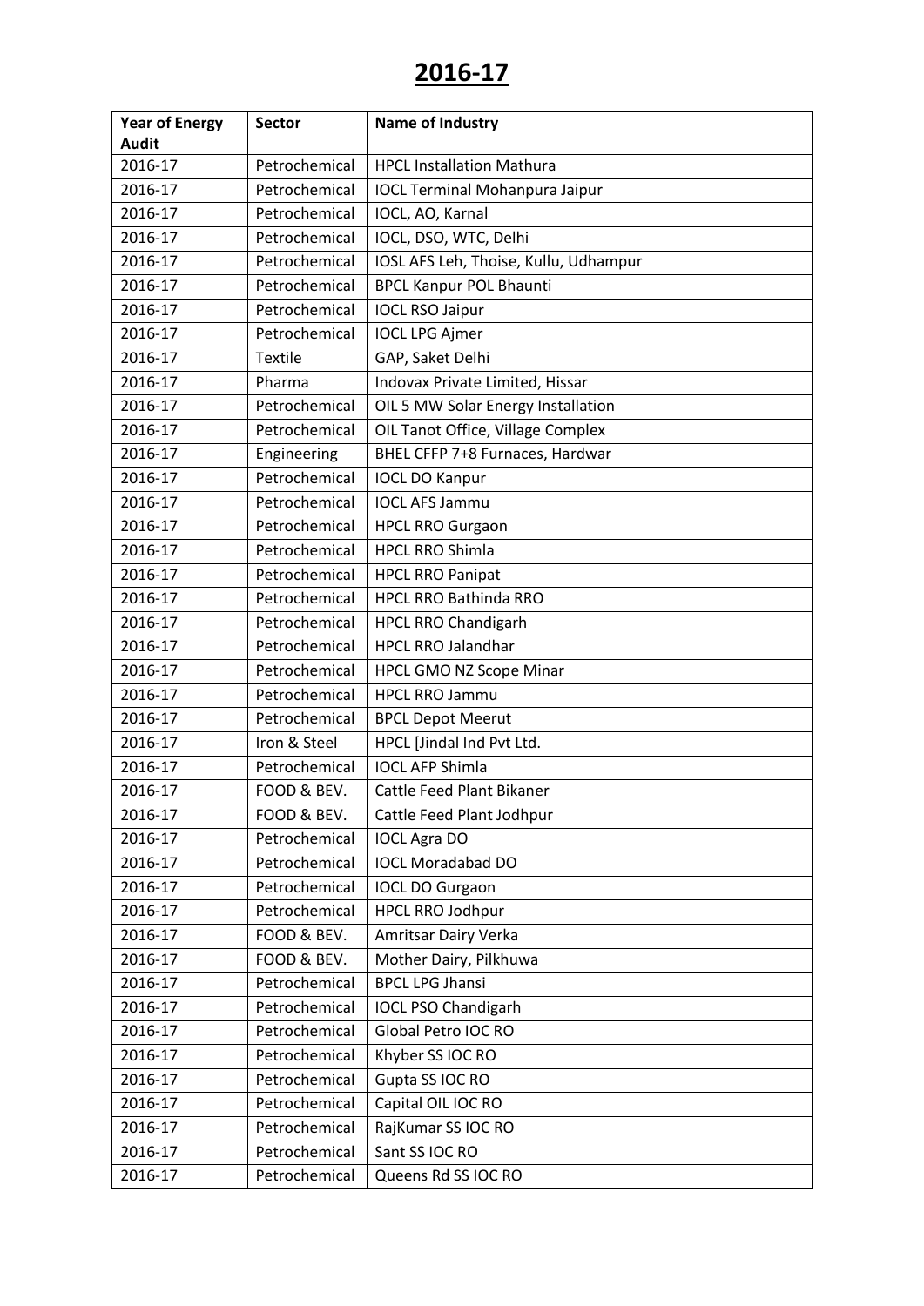# 2016-17

| Year of Energy Audit | Sector | Name of Industry |
|---|---|---|
| 2016-17 | Petrochemical | HPCL Installation Mathura |
| 2016-17 | Petrochemical | IOCL Terminal Mohanpura Jaipur |
| 2016-17 | Petrochemical | IOCL, AO, Karnal |
| 2016-17 | Petrochemical | IOCL, DSO, WTC, Delhi |
| 2016-17 | Petrochemical | IOSL AFS Leh, Thoise, Kullu, Udhampur |
| 2016-17 | Petrochemical | BPCL Kanpur POL Bhaunti |
| 2016-17 | Petrochemical | IOCL RSO Jaipur |
| 2016-17 | Petrochemical | IOCL LPG Ajmer |
| 2016-17 | Textile | GAP, Saket Delhi |
| 2016-17 | Pharma | Indovax Private Limited, Hissar |
| 2016-17 | Petrochemical | OIL 5 MW Solar Energy Installation |
| 2016-17 | Petrochemical | OIL Tanot Office, Village Complex |
| 2016-17 | Engineering | BHEL CFFP 7+8 Furnaces, Hardwar |
| 2016-17 | Petrochemical | IOCL DO Kanpur |
| 2016-17 | Petrochemical | IOCL AFS Jammu |
| 2016-17 | Petrochemical | HPCL RRO Gurgaon |
| 2016-17 | Petrochemical | HPCL RRO Shimla |
| 2016-17 | Petrochemical | HPCL RRO Panipat |
| 2016-17 | Petrochemical | HPCL RRO Bathinda RRO |
| 2016-17 | Petrochemical | HPCL RRO Chandigarh |
| 2016-17 | Petrochemical | HPCL RRO Jalandhar |
| 2016-17 | Petrochemical | HPCL GMO NZ Scope Minar |
| 2016-17 | Petrochemical | HPCL RRO Jammu |
| 2016-17 | Petrochemical | BPCL Depot Meerut |
| 2016-17 | Iron & Steel | HPCL [Jindal Ind Pvt Ltd. |
| 2016-17 | Petrochemical | IOCL AFP Shimla |
| 2016-17 | FOOD & BEV. | Cattle Feed Plant Bikaner |
| 2016-17 | FOOD & BEV. | Cattle Feed Plant Jodhpur |
| 2016-17 | Petrochemical | IOCL Agra DO |
| 2016-17 | Petrochemical | IOCL Moradabad DO |
| 2016-17 | Petrochemical | IOCL DO Gurgaon |
| 2016-17 | Petrochemical | HPCL RRO Jodhpur |
| 2016-17 | FOOD & BEV. | Amritsar Dairy Verka |
| 2016-17 | FOOD & BEV. | Mother Dairy, Pilkhuwa |
| 2016-17 | Petrochemical | BPCL LPG Jhansi |
| 2016-17 | Petrochemical | IOCL PSO Chandigarh |
| 2016-17 | Petrochemical | Global Petro IOC RO |
| 2016-17 | Petrochemical | Khyber SS IOC RO |
| 2016-17 | Petrochemical | Gupta SS IOC RO |
| 2016-17 | Petrochemical | Capital OIL IOC RO |
| 2016-17 | Petrochemical | RajKumar SS IOC RO |
| 2016-17 | Petrochemical | Sant SS IOC RO |
| 2016-17 | Petrochemical | Queens Rd SS IOC RO |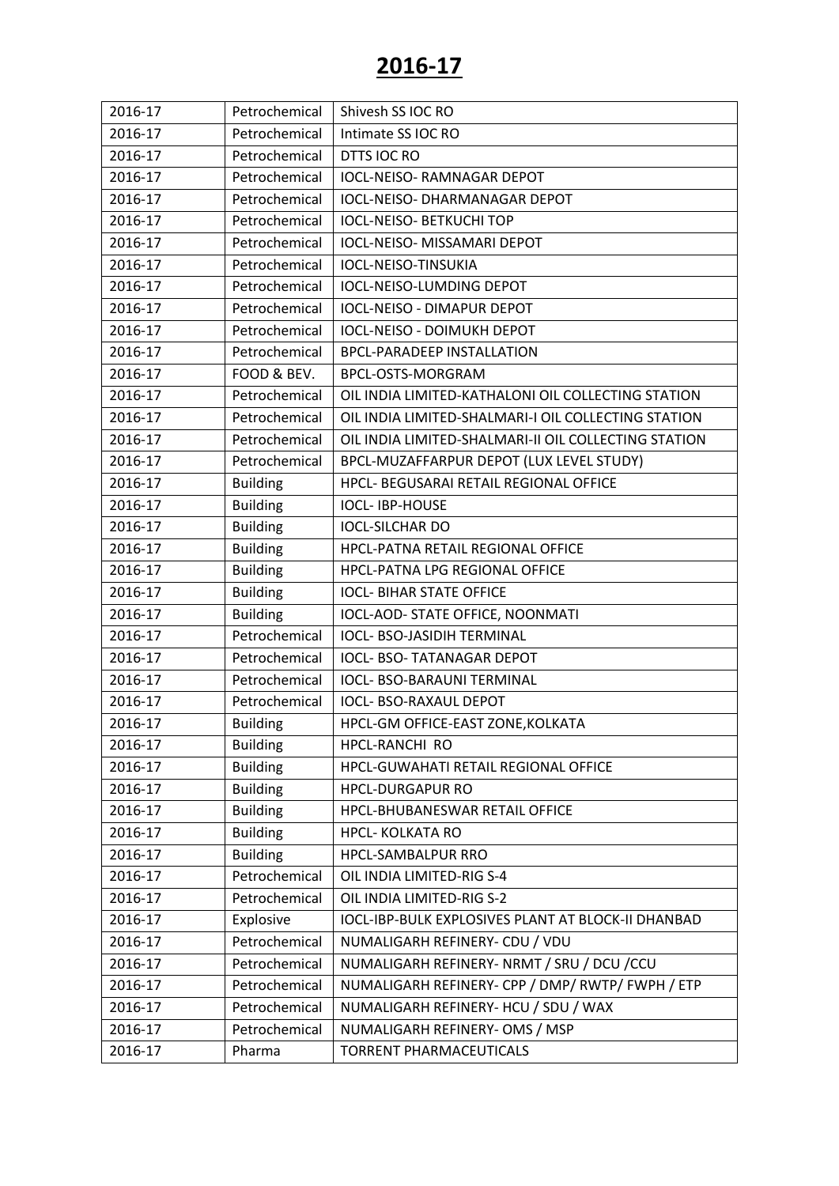# 2016-17

| 2016-17 | Petrochemical | Shivesh SS IOC RO |
|---|---|---|
| 2016-17 | Petrochemical | Intimate SS IOC RO |
| 2016-17 | Petrochemical | DTTS IOC RO |
| 2016-17 | Petrochemical | IOCL-NEISO- RAMNAGAR DEPOT |
| 2016-17 | Petrochemical | IOCL-NEISO- DHARMANAGAR DEPOT |
| 2016-17 | Petrochemical | IOCL-NEISO- BETKUCHI TOP |
| 2016-17 | Petrochemical | IOCL-NEISO- MISSAMARI DEPOT |
| 2016-17 | Petrochemical | IOCL-NEISO-TINSUKIA |
| 2016-17 | Petrochemical | IOCL-NEISO-LUMDING DEPOT |
| 2016-17 | Petrochemical | IOCL-NEISO - DIMAPUR DEPOT |
| 2016-17 | Petrochemical | IOCL-NEISO - DOIMUKH DEPOT |
| 2016-17 | Petrochemical | BPCL-PARADEEP INSTALLATION |
| 2016-17 | FOOD & BEV. | BPCL-OSTS-MORGRAM |
| 2016-17 | Petrochemical | OIL INDIA LIMITED-KATHALONI OIL COLLECTING STATION |
| 2016-17 | Petrochemical | OIL INDIA LIMITED-SHALMARI-I OIL COLLECTING STATION |
| 2016-17 | Petrochemical | OIL INDIA LIMITED-SHALMARI-II OIL COLLECTING STATION |
| 2016-17 | Petrochemical | BPCL-MUZAFFARPUR DEPOT (LUX LEVEL STUDY) |
| 2016-17 | Building | HPCL- BEGUSARAI RETAIL REGIONAL OFFICE |
| 2016-17 | Building | IOCL- IBP-HOUSE |
| 2016-17 | Building | IOCL-SILCHAR DO |
| 2016-17 | Building | HPCL-PATNA RETAIL REGIONAL OFFICE |
| 2016-17 | Building | HPCL-PATNA LPG REGIONAL OFFICE |
| 2016-17 | Building | IOCL- BIHAR STATE OFFICE |
| 2016-17 | Building | IOCL-AOD- STATE OFFICE, NOONMATI |
| 2016-17 | Petrochemical | IOCL- BSO-JASIDIH TERMINAL |
| 2016-17 | Petrochemical | IOCL- BSO- TATANAGAR DEPOT |
| 2016-17 | Petrochemical | IOCL- BSO-BARAUNI TERMINAL |
| 2016-17 | Petrochemical | IOCL- BSO-RAXAUL DEPOT |
| 2016-17 | Building | HPCL-GM OFFICE-EAST ZONE,KOLKATA |
| 2016-17 | Building | HPCL-RANCHI RO |
| 2016-17 | Building | HPCL-GUWAHATI RETAIL REGIONAL OFFICE |
| 2016-17 | Building | HPCL-DURGAPUR RO |
| 2016-17 | Building | HPCL-BHUBANESWAR RETAIL OFFICE |
| 2016-17 | Building | HPCL- KOLKATA RO |
| 2016-17 | Building | HPCL-SAMBALPUR RRO |
| 2016-17 | Petrochemical | OIL INDIA LIMITED-RIG S-4 |
| 2016-17 | Petrochemical | OIL INDIA LIMITED-RIG S-2 |
| 2016-17 | Explosive | IOCL-IBP-BULK EXPLOSIVES PLANT AT BLOCK-II DHANBAD |
| 2016-17 | Petrochemical | NUMALIGARH REFINERY- CDU / VDU |
| 2016-17 | Petrochemical | NUMALIGARH REFINERY- NRMT / SRU / DCU /CCU |
| 2016-17 | Petrochemical | NUMALIGARH REFINERY- CPP / DMP/ RWTP/ FWPH / ETP |
| 2016-17 | Petrochemical | NUMALIGARH REFINERY- HCU / SDU / WAX |
| 2016-17 | Petrochemical | NUMALIGARH REFINERY- OMS / MSP |
| 2016-17 | Pharma | TORRENT PHARMACEUTICALS |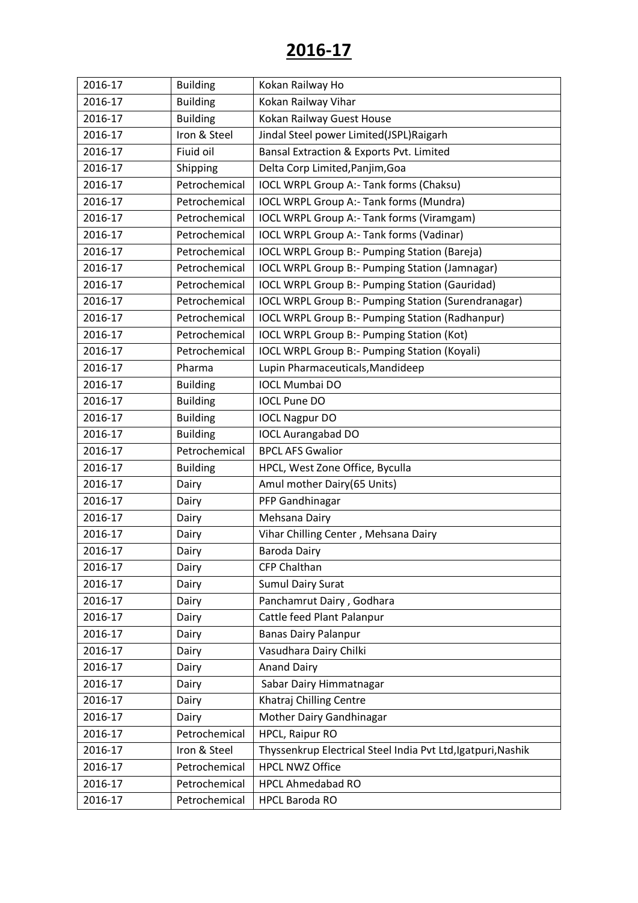# 2016-17

| 2016-17 | Building | Kokan Railway Ho |
|---|---|---|
| 2016-17 | Building | Kokan Railway Vihar |
| 2016-17 | Building | Kokan Railway Guest House |
| 2016-17 | Iron & Steel | Jindal Steel power Limited(JSPL)Raigarh |
| 2016-17 | Fiuid oil | Bansal Extraction & Exports Pvt. Limited |
| 2016-17 | Shipping | Delta Corp Limited,Panjim,Goa |
| 2016-17 | Petrochemical | IOCL WRPL Group A:- Tank forms (Chaksu) |
| 2016-17 | Petrochemical | IOCL WRPL Group A:- Tank forms (Mundra) |
| 2016-17 | Petrochemical | IOCL WRPL Group A:- Tank forms (Viramgam) |
| 2016-17 | Petrochemical | IOCL WRPL Group A:- Tank forms (Vadinar) |
| 2016-17 | Petrochemical | IOCL WRPL Group B:- Pumping Station (Bareja) |
| 2016-17 | Petrochemical | IOCL WRPL Group B:- Pumping Station (Jamnagar) |
| 2016-17 | Petrochemical | IOCL WRPL Group B:- Pumping Station (Gauridad) |
| 2016-17 | Petrochemical | IOCL WRPL Group B:- Pumping Station (Surendranagar) |
| 2016-17 | Petrochemical | IOCL WRPL Group B:- Pumping Station (Radhanpur) |
| 2016-17 | Petrochemical | IOCL WRPL Group B:- Pumping Station (Kot) |
| 2016-17 | Petrochemical | IOCL WRPL Group B:- Pumping Station (Koyali) |
| 2016-17 | Pharma | Lupin Pharmaceuticals,Mandideep |
| 2016-17 | Building | IOCL Mumbai DO |
| 2016-17 | Building | IOCL Pune DO |
| 2016-17 | Building | IOCL Nagpur DO |
| 2016-17 | Building | IOCL Aurangabad DO |
| 2016-17 | Petrochemical | BPCL AFS Gwalior |
| 2016-17 | Building | HPCL, West Zone Office, Byculla |
| 2016-17 | Dairy | Amul mother Dairy(65 Units) |
| 2016-17 | Dairy | PFP Gandhinagar |
| 2016-17 | Dairy | Mehsana Dairy |
| 2016-17 | Dairy | Vihar Chilling Center , Mehsana Dairy |
| 2016-17 | Dairy | Baroda Dairy |
| 2016-17 | Dairy | CFP Chalthan |
| 2016-17 | Dairy | Sumul Dairy Surat |
| 2016-17 | Dairy | Panchamrut Dairy , Godhara |
| 2016-17 | Dairy | Cattle feed Plant Palanpur |
| 2016-17 | Dairy | Banas Dairy Palanpur |
| 2016-17 | Dairy | Vasudhara Dairy Chilki |
| 2016-17 | Dairy | Anand Dairy |
| 2016-17 | Dairy | Sabar Dairy Himmatnagar |
| 2016-17 | Dairy | Khatraj Chilling Centre |
| 2016-17 | Dairy | Mother Dairy Gandhinagar |
| 2016-17 | Petrochemical | HPCL, Raipur RO |
| 2016-17 | Iron & Steel | Thyssenkrup Electrical Steel India Pvt Ltd,Igatpuri,Nashik |
| 2016-17 | Petrochemical | HPCL NWZ Office |
| 2016-17 | Petrochemical | HPCL Ahmedabad RO |
| 2016-17 | Petrochemical | HPCL Baroda RO |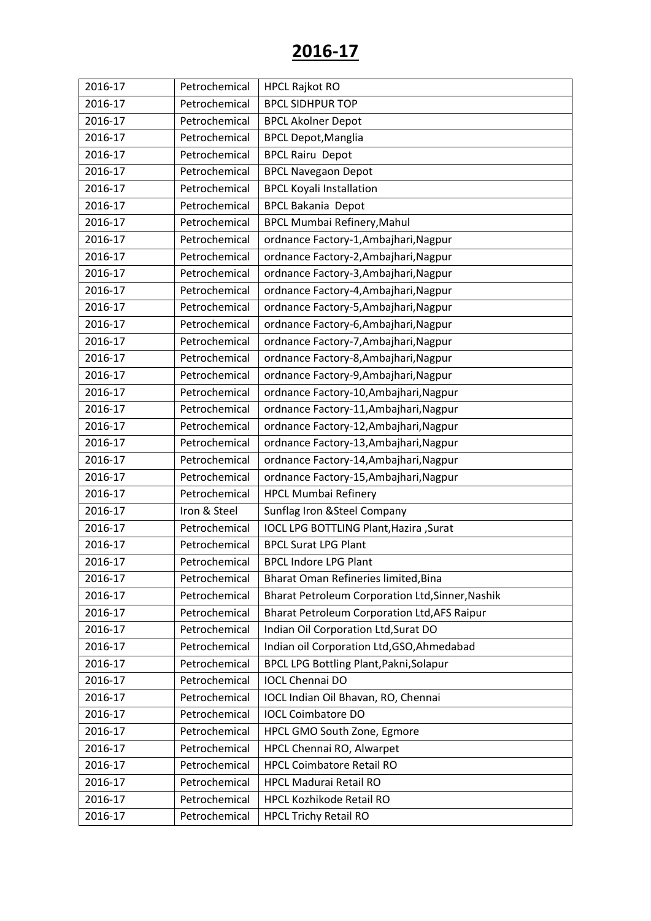# 2016-17

| 2016-17 | Petrochemical | HPCL Rajkot RO |
|---|---|---|
| 2016-17 | Petrochemical | BPCL SIDHPUR TOP |
| 2016-17 | Petrochemical | BPCL Akolner Depot |
| 2016-17 | Petrochemical | BPCL Depot,Manglia |
| 2016-17 | Petrochemical | BPCL Rairu Depot |
| 2016-17 | Petrochemical | BPCL Navegaon Depot |
| 2016-17 | Petrochemical | BPCL Koyali Installation |
| 2016-17 | Petrochemical | BPCL Bakania Depot |
| 2016-17 | Petrochemical | BPCL Mumbai Refinery,Mahul |
| 2016-17 | Petrochemical | ordnance Factory-1,Ambajhari,Nagpur |
| 2016-17 | Petrochemical | ordnance Factory-2,Ambajhari,Nagpur |
| 2016-17 | Petrochemical | ordnance Factory-3,Ambajhari,Nagpur |
| 2016-17 | Petrochemical | ordnance Factory-4,Ambajhari,Nagpur |
| 2016-17 | Petrochemical | ordnance Factory-5,Ambajhari,Nagpur |
| 2016-17 | Petrochemical | ordnance Factory-6,Ambajhari,Nagpur |
| 2016-17 | Petrochemical | ordnance Factory-7,Ambajhari,Nagpur |
| 2016-17 | Petrochemical | ordnance Factory-8,Ambajhari,Nagpur |
| 2016-17 | Petrochemical | ordnance Factory-9,Ambajhari,Nagpur |
| 2016-17 | Petrochemical | ordnance Factory-10,Ambajhari,Nagpur |
| 2016-17 | Petrochemical | ordnance Factory-11,Ambajhari,Nagpur |
| 2016-17 | Petrochemical | ordnance Factory-12,Ambajhari,Nagpur |
| 2016-17 | Petrochemical | ordnance Factory-13,Ambajhari,Nagpur |
| 2016-17 | Petrochemical | ordnance Factory-14,Ambajhari,Nagpur |
| 2016-17 | Petrochemical | ordnance Factory-15,Ambajhari,Nagpur |
| 2016-17 | Petrochemical | HPCL Mumbai Refinery |
| 2016-17 | Iron & Steel | Sunflag Iron &Steel Company |
| 2016-17 | Petrochemical | IOCL LPG BOTTLING Plant,Hazira ,Surat |
| 2016-17 | Petrochemical | BPCL Surat LPG Plant |
| 2016-17 | Petrochemical | BPCL Indore LPG Plant |
| 2016-17 | Petrochemical | Bharat Oman Refineries limited,Bina |
| 2016-17 | Petrochemical | Bharat Petroleum Corporation Ltd,Sinner,Nashik |
| 2016-17 | Petrochemical | Bharat Petroleum Corporation Ltd,AFS Raipur |
| 2016-17 | Petrochemical | Indian Oil Corporation Ltd,Surat DO |
| 2016-17 | Petrochemical | Indian oil Corporation Ltd,GSO,Ahmedabad |
| 2016-17 | Petrochemical | BPCL LPG Bottling Plant,Pakni,Solapur |
| 2016-17 | Petrochemical | IOCL Chennai DO |
| 2016-17 | Petrochemical | IOCL Indian Oil Bhavan, RO, Chennai |
| 2016-17 | Petrochemical | IOCL Coimbatore DO |
| 2016-17 | Petrochemical | HPCL GMO South Zone, Egmore |
| 2016-17 | Petrochemical | HPCL Chennai RO, Alwarpet |
| 2016-17 | Petrochemical | HPCL Coimbatore Retail RO |
| 2016-17 | Petrochemical | HPCL Madurai Retail RO |
| 2016-17 | Petrochemical | HPCL Kozhikode Retail RO |
| 2016-17 | Petrochemical | HPCL Trichy Retail RO |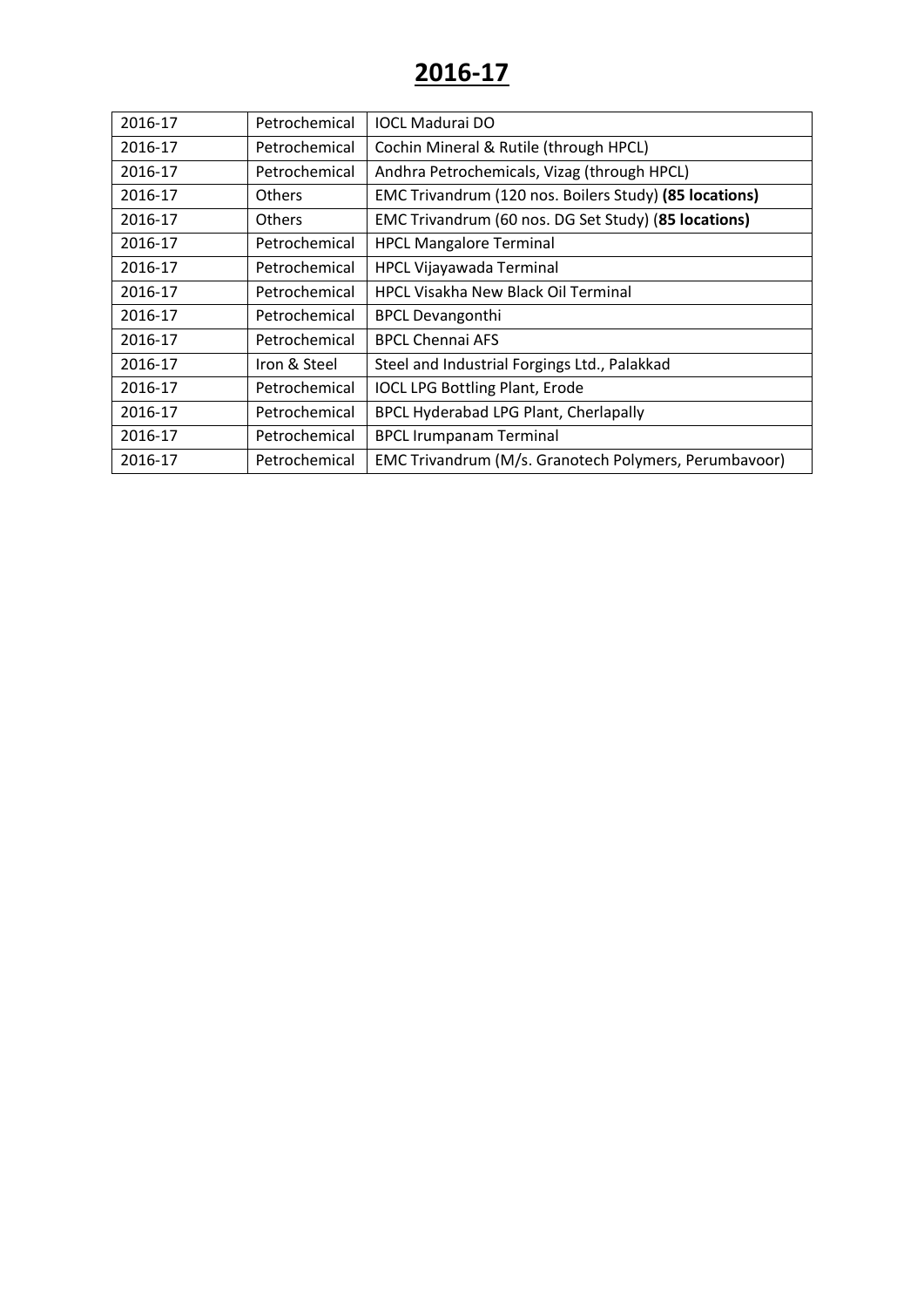# 2016-17

| | | |
|---|---|---|
| 2016-17 | Petrochemical | IOCL Madurai DO |
| 2016-17 | Petrochemical | Cochin Mineral & Rutile (through HPCL) |
| 2016-17 | Petrochemical | Andhra Petrochemicals, Vizag (through HPCL) |
| 2016-17 | Others | EMC Trivandrum (120 nos. Boilers Study) **(85 locations)** |
| 2016-17 | Others | EMC Trivandrum (60 nos. DG Set Study) (**85 locations)** |
| 2016-17 | Petrochemical | HPCL Mangalore Terminal |
| 2016-17 | Petrochemical | HPCL Vijayawada Terminal |
| 2016-17 | Petrochemical | HPCL Visakha New Black Oil Terminal |
| 2016-17 | Petrochemical | BPCL Devangonthi |
| 2016-17 | Petrochemical | BPCL Chennai AFS |
| 2016-17 | Iron & Steel | Steel and Industrial Forgings Ltd., Palakkad |
| 2016-17 | Petrochemical | IOCL LPG Bottling Plant, Erode |
| 2016-17 | Petrochemical | BPCL Hyderabad LPG Plant, Cherlapally |
| 2016-17 | Petrochemical | BPCL Irumpanam Terminal |
| 2016-17 | Petrochemical | EMC Trivandrum (M/s. Granotech Polymers, Perumbavoor) |